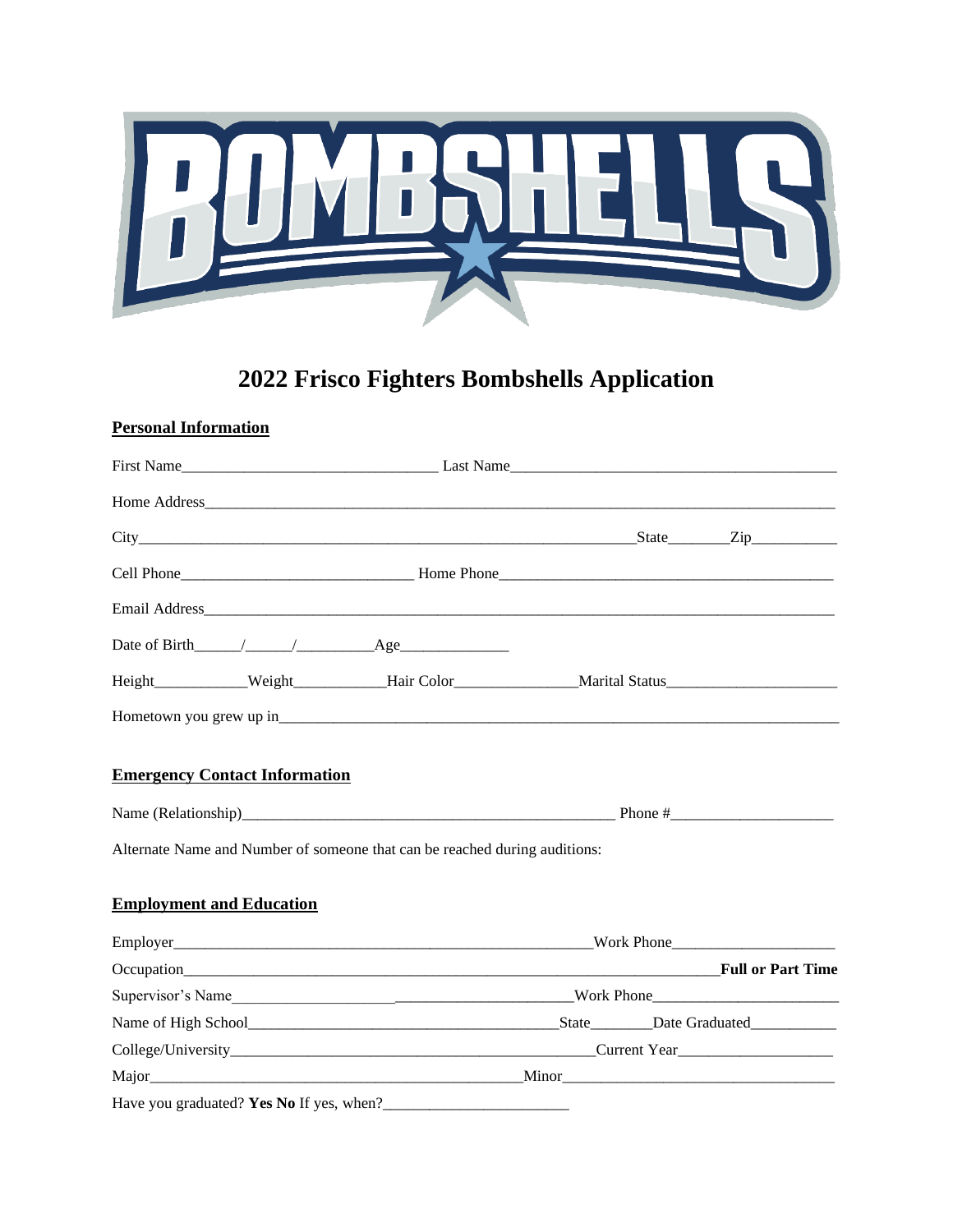# 2022 Frisco Fighters Bombshells Application

**Personal Information**

First Name_______________________________ Last Name_________________________________________

Home Address_____________________________________________________________________________

City____________________________________________________________State________Zip___________

Cell Phone_____________________________ Home Phone_________________________________________

Email Address_____________________________________________________________________________

Date of Birth______/______/__________Age______________

Height___________Weight___________Hair Color_______________Marital Status_____________________

Hometown you grew up in___________________________________________________________________

**Emergency Contact Information**

Name (Relationship)______________________________________________ Phone #____________________

Alternate Name and Number of someone that can be reached during auditions:

**Employment and Education**

Employer______________________________________________________Work Phone____________________

Occupation_________________________________________________________________**Full or Part Time**

Supervisor's Name__________________________________________Work Phone_______________________

Name of High School_______________________________________State________Date Graduated__________

College/University_____________________________________________Current Year____________________

Major_______________________________________________Minor_________________________________

Have you graduated? **Yes No** If yes, when?_______________________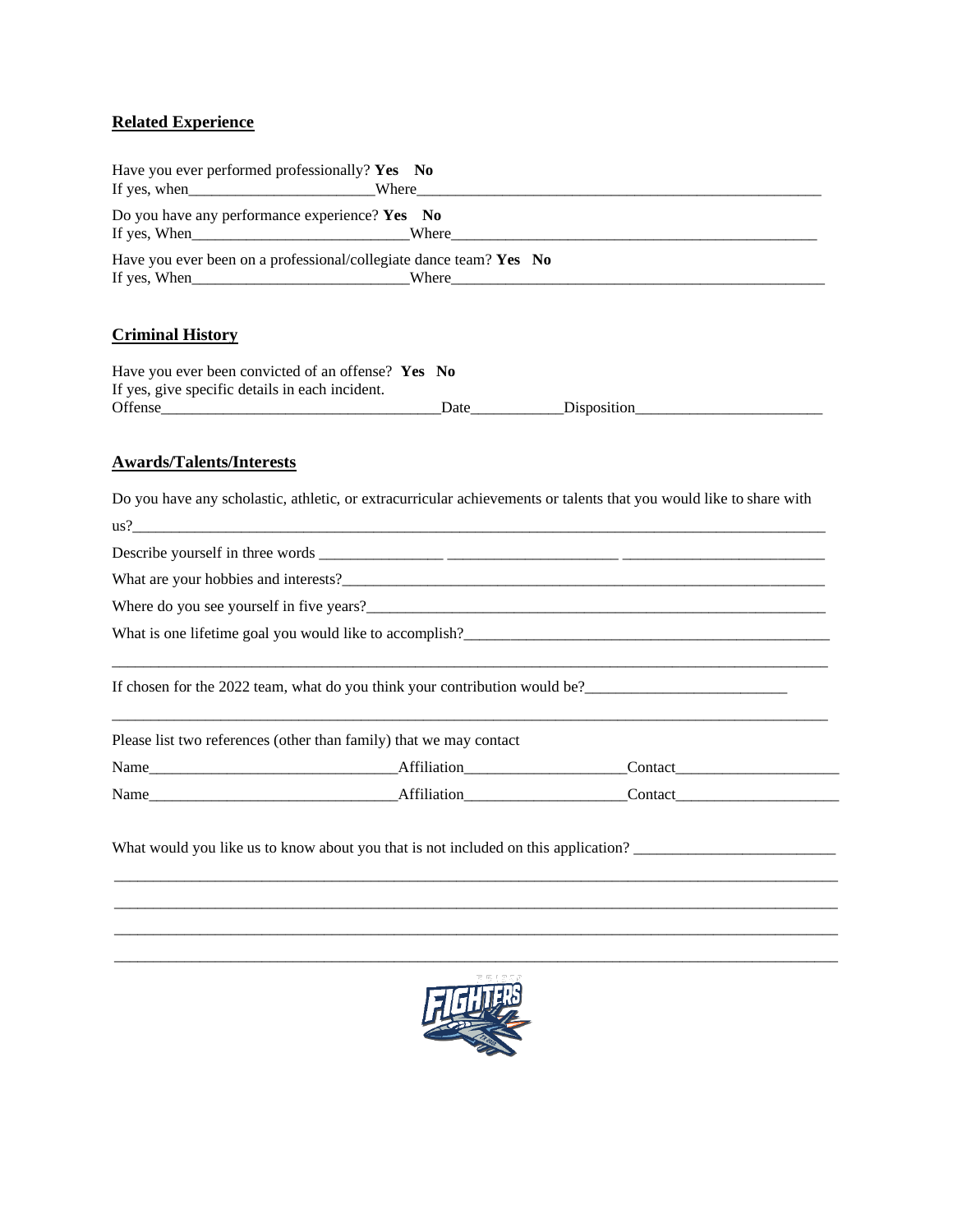## Related Experience

Have you ever performed professionally? **Yes No**
If yes, when________________________Where_______________________________________________________

Do you have any performance experience? **Yes No**
If yes, When___________________________Where__________________________________________________

Have you ever been on a professional/collegiate dance team? **Yes No**
If yes, When___________________________Where___________________________________________________

## Criminal History

Have you ever been convicted of an offense? **Yes No**
If yes, give specific details in each incident.
Offense___________________________________Date___________Disposition_______________________

## Awards/Talents/Interests

Do you have any scholastic, athletic, or extracurricular achievements or talents that you would like to share with us?__________________________________________________________________________________________

Describe yourself in three words ________________ ______________________ _________________________

What are your hobbies and interests?_________________________________________________________________

Where do you see yourself in five years?______________________________________________________________

What is one lifetime goal you would like to accomplish?_________________________________________________

_____________________________________________________________________________________________

If chosen for the 2022 team, what do you think your contribution would be?__________________________

_____________________________________________________________________________________________

Please list two references (other than family) that we may contact

Name________________________________Affiliation____________________Contact_____________________

Name________________________________Affiliation____________________Contact_____________________

What would you like us to know about you that is not included on this application? __________________________

_____________________________________________________________________________________________

_____________________________________________________________________________________________

_____________________________________________________________________________________________

_____________________________________________________________________________________________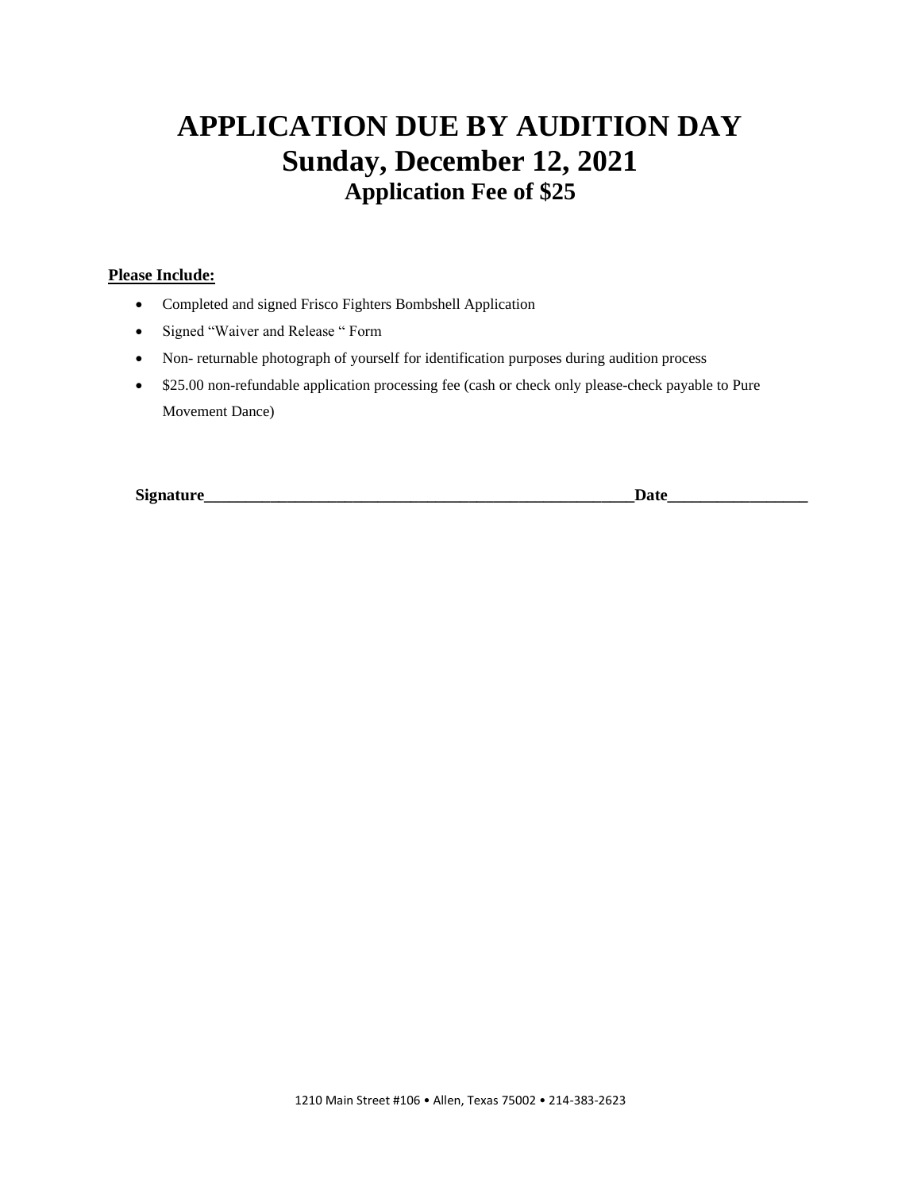# APPLICATION DUE BY AUDITION DAY
# Sunday, December 12, 2021
## Application Fee of $25

**<u>Please Include:</u>**

- Completed and signed Frisco Fighters Bombshell Application
- Signed "Waiver and Release " Form
- Non- returnable photograph of yourself for identification purposes during audition process
- $25.00 non-refundable application processing fee (cash or check only please-check payable to Pure Movement Dance)

**Signature\_\_\_\_\_\_\_\_\_\_\_\_\_\_\_\_\_\_\_\_\_\_\_\_\_\_\_\_\_\_\_\_\_\_\_\_\_\_\_\_\_\_\_\_\_\_\_\_\_\_\_\_\_\_\_\_Date\_\_\_\_\_\_\_\_\_\_\_\_\_\_\_\_\_\_**

1210 Main Street #106 • Allen, Texas 75002 • 214-383-2623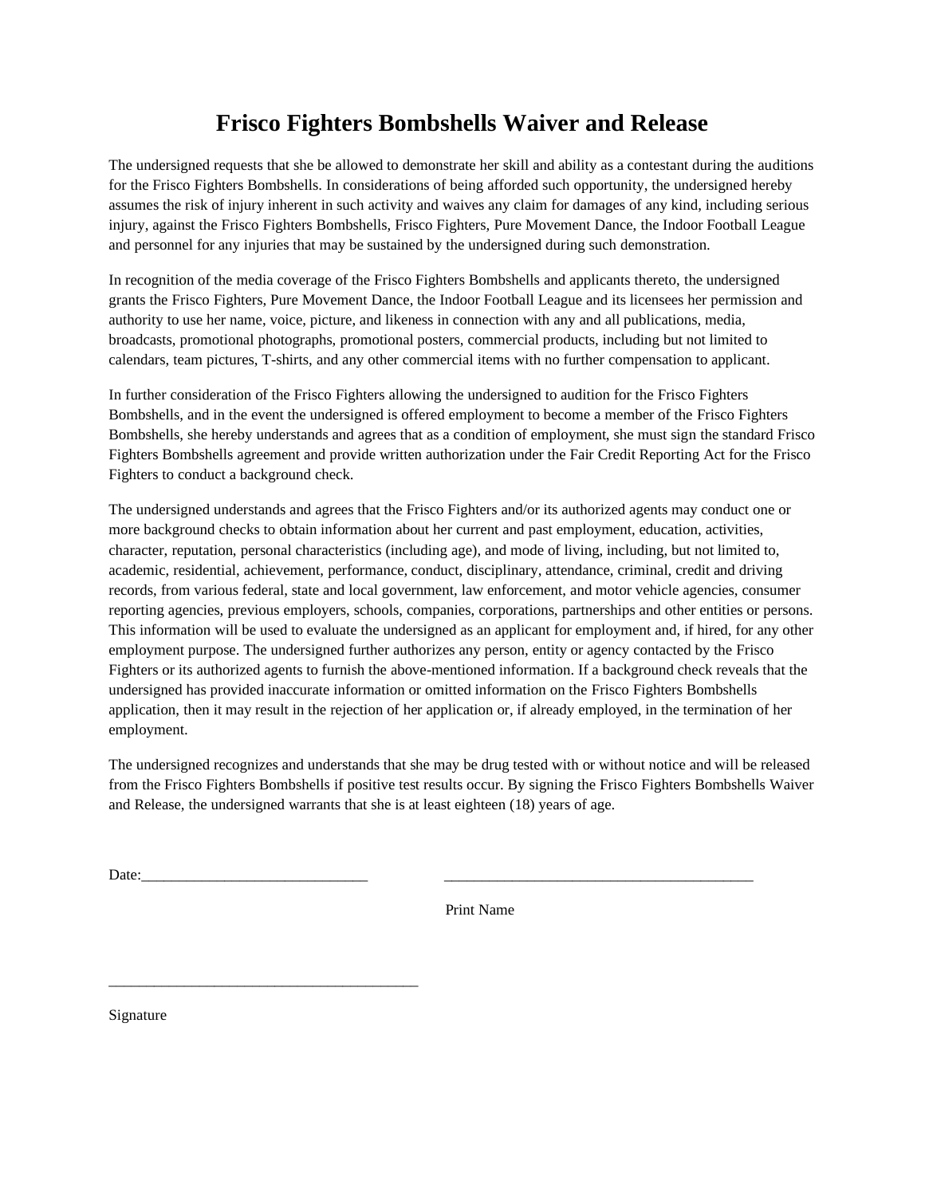# Frisco Fighters Bombshells Waiver and Release

The undersigned requests that she be allowed to demonstrate her skill and ability as a contestant during the auditions for the Frisco Fighters Bombshells. In considerations of being afforded such opportunity, the undersigned hereby assumes the risk of injury inherent in such activity and waives any claim for damages of any kind, including serious injury, against the Frisco Fighters Bombshells, Frisco Fighters, Pure Movement Dance, the Indoor Football League and personnel for any injuries that may be sustained by the undersigned during such demonstration.

In recognition of the media coverage of the Frisco Fighters Bombshells and applicants thereto, the undersigned grants the Frisco Fighters, Pure Movement Dance, the Indoor Football League and its licensees her permission and authority to use her name, voice, picture, and likeness in connection with any and all publications, media, broadcasts, promotional photographs, promotional posters, commercial products, including but not limited to calendars, team pictures, T-shirts, and any other commercial items with no further compensation to applicant.

In further consideration of the Frisco Fighters allowing the undersigned to audition for the Frisco Fighters Bombshells, and in the event the undersigned is offered employment to become a member of the Frisco Fighters Bombshells, she hereby understands and agrees that as a condition of employment, she must sign the standard Frisco Fighters Bombshells agreement and provide written authorization under the Fair Credit Reporting Act for the Frisco Fighters to conduct a background check.

The undersigned understands and agrees that the Frisco Fighters and/or its authorized agents may conduct one or more background checks to obtain information about her current and past employment, education, activities, character, reputation, personal characteristics (including age), and mode of living, including, but not limited to, academic, residential, achievement, performance, conduct, disciplinary, attendance, criminal, credit and driving records, from various federal, state and local government, law enforcement, and motor vehicle agencies, consumer reporting agencies, previous employers, schools, companies, corporations, partnerships and other entities or persons. This information will be used to evaluate the undersigned as an applicant for employment and, if hired, for any other employment purpose. The undersigned further authorizes any person, entity or agency contacted by the Frisco Fighters or its authorized agents to furnish the above-mentioned information. If a background check reveals that the undersigned has provided inaccurate information or omitted information on the Frisco Fighters Bombshells application, then it may result in the rejection of her application or, if already employed, in the termination of her employment.

The undersigned recognizes and understands that she may be drug tested with or without notice and will be released from the Frisco Fighters Bombshells if positive test results occur. By signing the Frisco Fighters Bombshells Waiver and Release, the undersigned warrants that she is at least eighteen (18) years of age.

Date:______________________________ __________________________________________

Print Name

__________________________________________

Signature